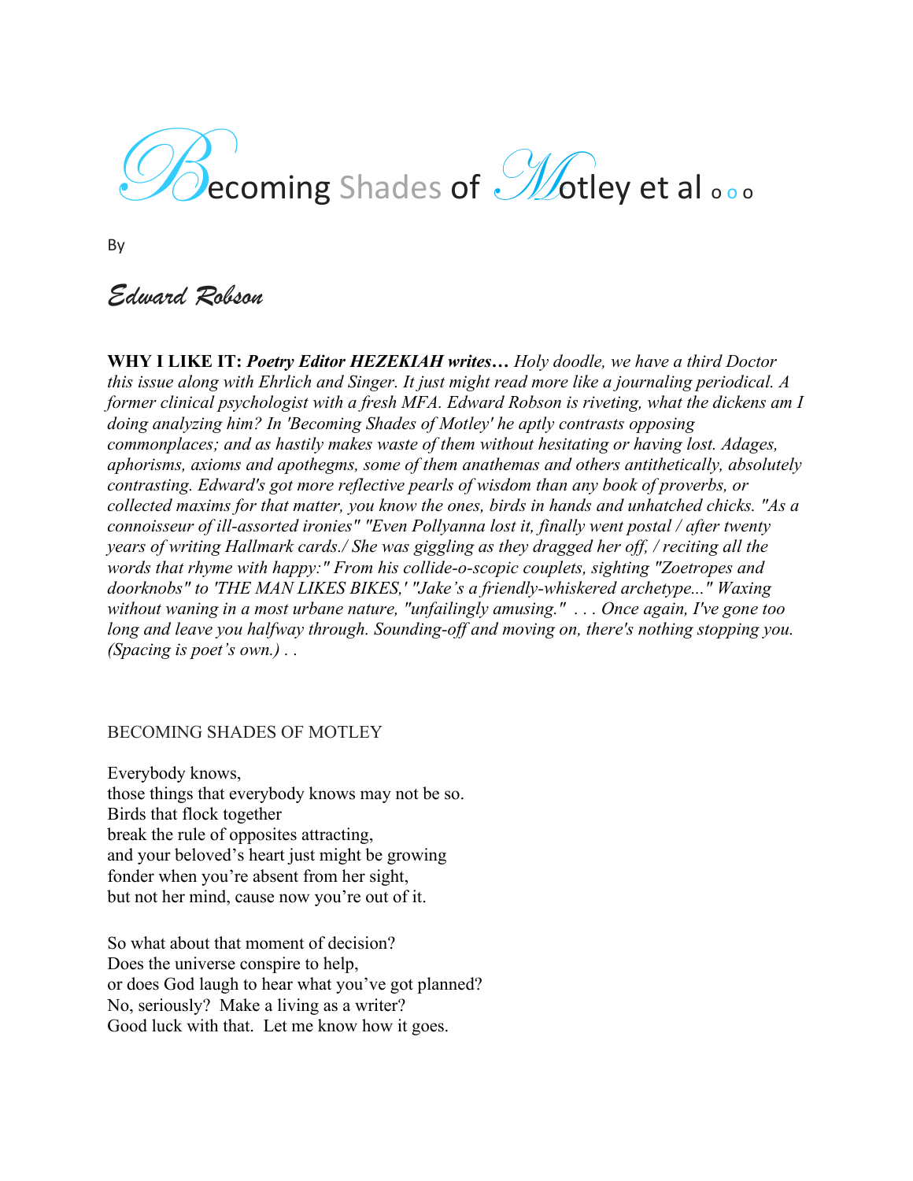# Becoming Shades of Motley et al ooo

By

*Edward Robson*

**WHY I LIKE IT:** ***Poetry Editor HEZEKIAH writes…*** *Holy doodle, we have a third Doctor this issue along with Ehrlich and Singer. It just might read more like a journaling periodical. A former clinical psychologist with a fresh MFA. Edward Robson is riveting, what the dickens am I doing analyzing him? In 'Becoming Shades of Motley' he aptly contrasts opposing commonplaces; and as hastily makes waste of them without hesitating or having lost. Adages, aphorisms, axioms and apothegms, some of them anathemas and others antithetically, absolutely contrasting. Edward's got more reflective pearls of wisdom than any book of proverbs, or collected maxims for that matter, you know the ones, birds in hands and unhatched chicks. "As a connoisseur of ill-assorted ironies" "Even Pollyanna lost it, finally went postal / after twenty years of writing Hallmark cards./ She was giggling as they dragged her off, / reciting all the words that rhyme with happy:" From his collide-o-scopic couplets, sighting "Zoetropes and doorknobs" to 'THE MAN LIKES BIKES,' "Jake's a friendly-whiskered archetype..." Waxing without waning in a most urbane nature, "unfailingly amusing." . . . Once again, I've gone too long and leave you halfway through. Sounding-off and moving on, there's nothing stopping you. (Spacing is poet's own.) . .*

BECOMING SHADES OF MOTLEY

Everybody knows,
those things that everybody knows may not be so.
Birds that flock together
break the rule of opposites attracting,
and your beloved's heart just might be growing
fonder when you're absent from her sight,
but not her mind, cause now you're out of it.

So what about that moment of decision?
Does the universe conspire to help,
or does God laugh to hear what you've got planned?
No, seriously? Make a living as a writer?
Good luck with that. Let me know how it goes.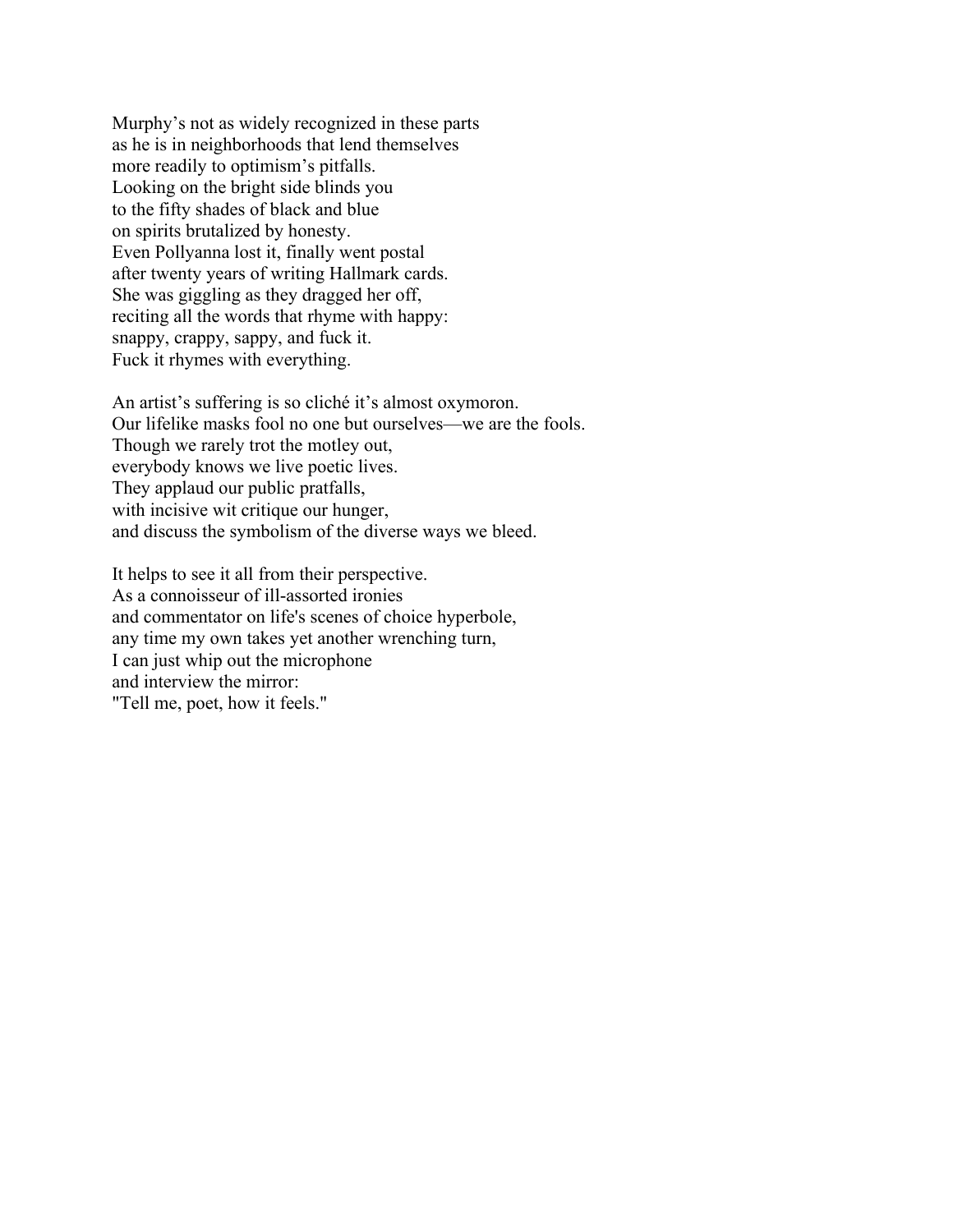Murphy's not as widely recognized in these parts
as he is in neighborhoods that lend themselves
more readily to optimism's pitfalls.
Looking on the bright side blinds you
to the fifty shades of black and blue
on spirits brutalized by honesty.
Even Pollyanna lost it, finally went postal
after twenty years of writing Hallmark cards.
She was giggling as they dragged her off,
reciting all the words that rhyme with happy:
snappy, crappy, sappy, and fuck it.
Fuck it rhymes with everything.

An artist's suffering is so cliché it's almost oxymoron.
Our lifelike masks fool no one but ourselves—we are the fools.
Though we rarely trot the motley out,
everybody knows we live poetic lives.
They applaud our public pratfalls,
with incisive wit critique our hunger,
and discuss the symbolism of the diverse ways we bleed.

It helps to see it all from their perspective.
As a connoisseur of ill-assorted ironies
and commentator on life's scenes of choice hyperbole,
any time my own takes yet another wrenching turn,
I can just whip out the microphone
and interview the mirror:
"Tell me, poet, how it feels."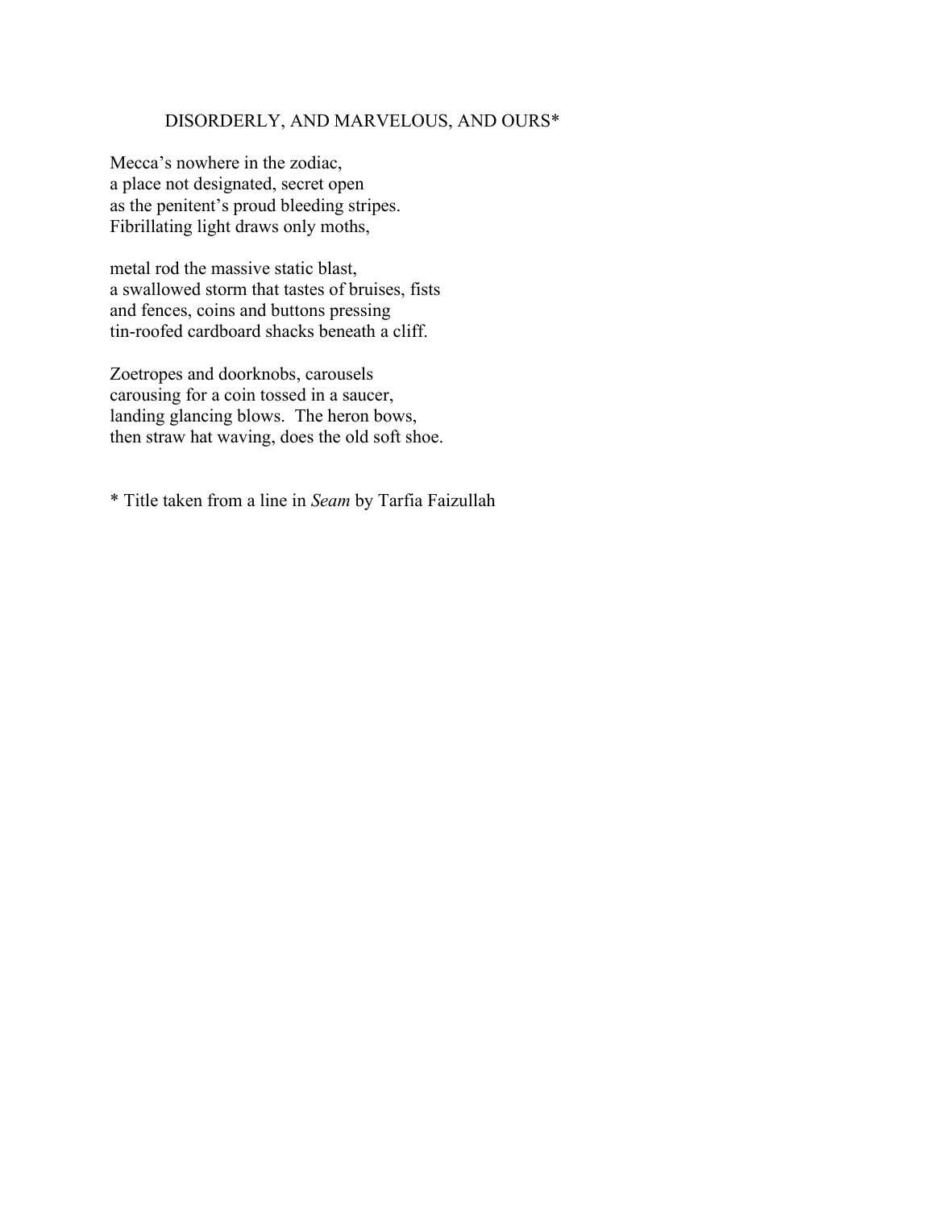## DISORDERLY, AND MARVELOUS, AND OURS*

Mecca's nowhere in the zodiac,  
a place not designated, secret open  
as the penitent's proud bleeding stripes.  
Fibrillating light draws only moths,

metal rod the massive static blast,  
a swallowed storm that tastes of bruises, fists  
and fences, coins and buttons pressing  
tin-roofed cardboard shacks beneath a cliff.

Zoetropes and doorknobs, carousels  
carousing for a coin tossed in a saucer,  
landing glancing blows.  The heron bows,  
then straw hat waving, does the old soft shoe.

\* Title taken from a line in *Seam* by Tarfia Faizullah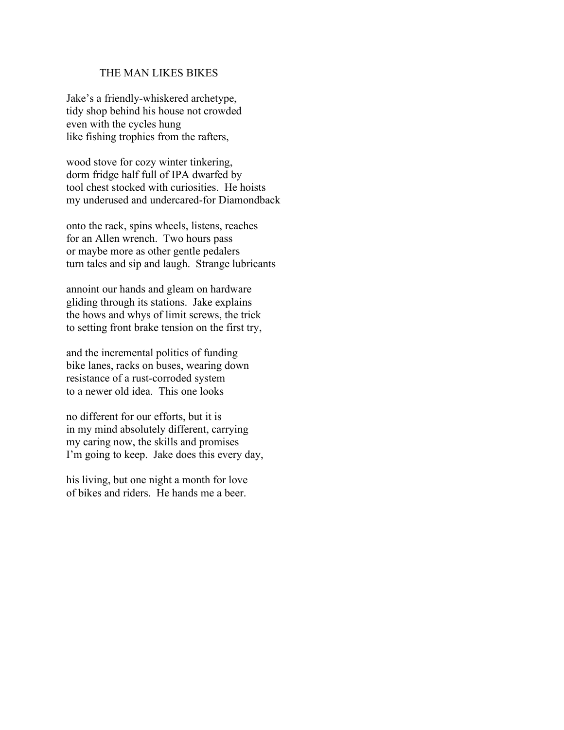## THE MAN LIKES BIKES

Jake's a friendly-whiskered archetype,  
tidy shop behind his house not crowded  
even with the cycles hung  
like fishing trophies from the rafters,

wood stove for cozy winter tinkering,  
dorm fridge half full of IPA dwarfed by  
tool chest stocked with curiosities.  He hoists  
my underused and undercared-for Diamondback

onto the rack, spins wheels, listens, reaches  
for an Allen wrench.  Two hours pass  
or maybe more as other gentle pedalers  
turn tales and sip and laugh.  Strange lubricants

annoint our hands and gleam on hardware  
gliding through its stations.  Jake explains  
the hows and whys of limit screws, the trick  
to setting front brake tension on the first try,

and the incremental politics of funding  
bike lanes, racks on buses, wearing down  
resistance of a rust-corroded system  
to a newer old idea.  This one looks

no different for our efforts, but it is  
in my mind absolutely different, carrying  
my caring now, the skills and promises  
I'm going to keep.  Jake does this every day,

his living, but one night a month for love  
of bikes and riders.  He hands me a beer.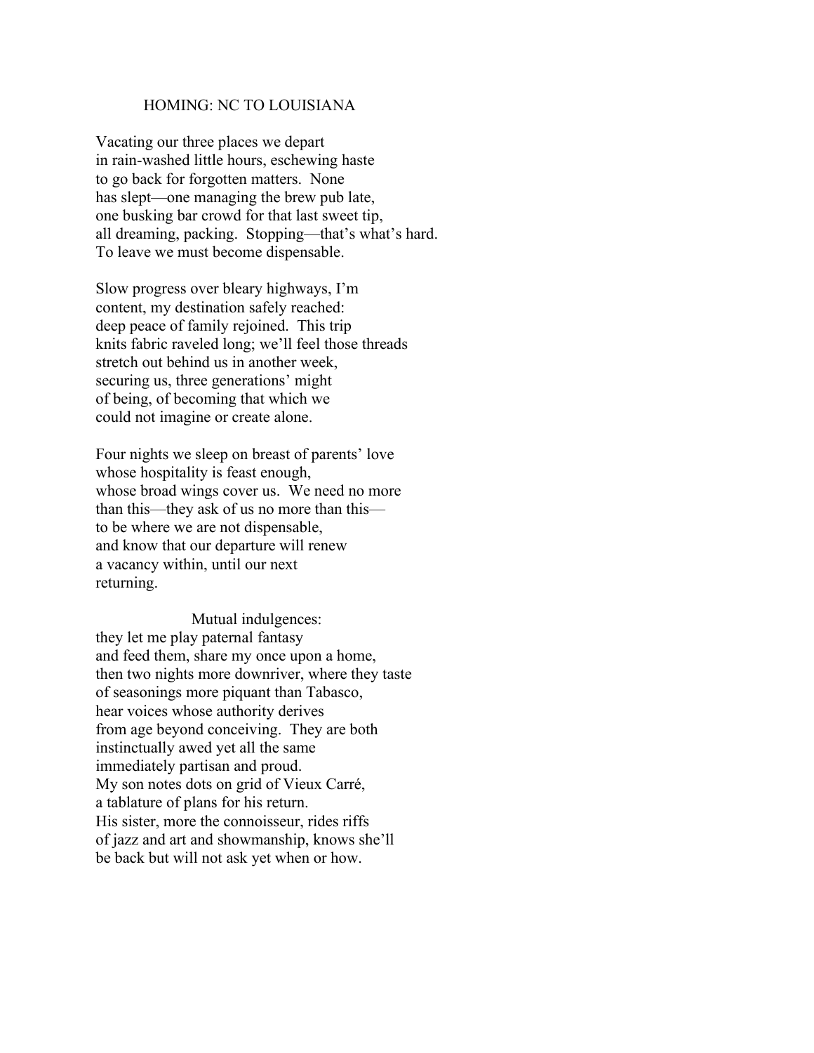## HOMING: NC TO LOUISIANA

Vacating our three places we depart  
in rain-washed little hours, eschewing haste  
to go back for forgotten matters.  None  
has slept—one managing the brew pub late,  
one busking bar crowd for that last sweet tip,  
all dreaming, packing.  Stopping—that's what's hard.  
To leave we must become dispensable.

Slow progress over bleary highways, I'm  
content, my destination safely reached:  
deep peace of family rejoined.  This trip  
knits fabric raveled long; we'll feel those threads  
stretch out behind us in another week,  
securing us, three generations' might  
of being, of becoming that which we  
could not imagine or create alone.

Four nights we sleep on breast of parents' love  
whose hospitality is feast enough,  
whose broad wings cover us.  We need no more  
than this—they ask of us no more than this—  
to be where we are not dispensable,  
and know that our departure will renew  
a vacancy within, until our next  
returning.

                    Mutual indulgences:  
they let me play paternal fantasy  
and feed them, share my once upon a home,  
then two nights more downriver, where they taste  
of seasonings more piquant than Tabasco,  
hear voices whose authority derives  
from age beyond conceiving.  They are both  
instinctually awed yet all the same  
immediately partisan and proud.  
My son notes dots on grid of Vieux Carré,  
a tablature of plans for his return.  
His sister, more the connoisseur, rides riffs  
of jazz and art and showmanship, knows she'll  
be back but will not ask yet when or how.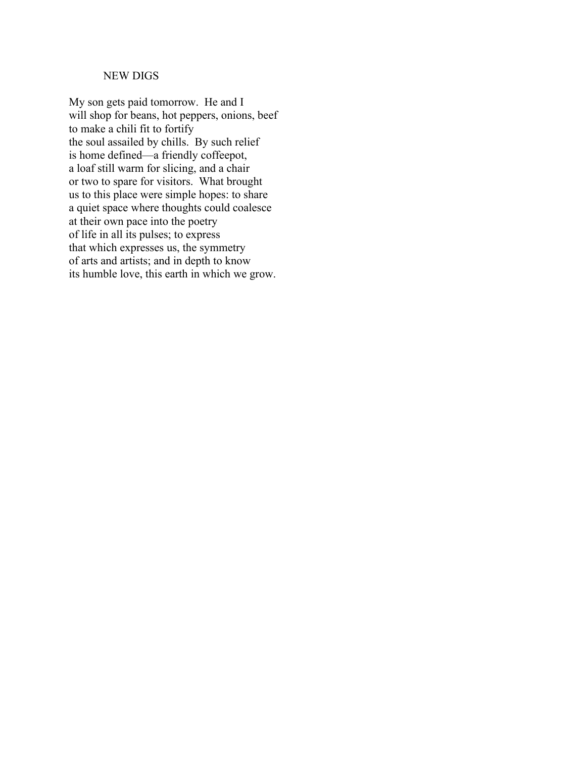## NEW DIGS

My son gets paid tomorrow.  He and I  
will shop for beans, hot peppers, onions, beef  
to make a chili fit to fortify  
the soul assailed by chills.  By such relief  
is home defined—a friendly coffeepot,  
a loaf still warm for slicing, and a chair  
or two to spare for visitors.  What brought  
us to this place were simple hopes: to share  
a quiet space where thoughts could coalesce  
at their own pace into the poetry  
of life in all its pulses; to express  
that which expresses us, the symmetry  
of arts and artists; and in depth to know  
its humble love, this earth in which we grow.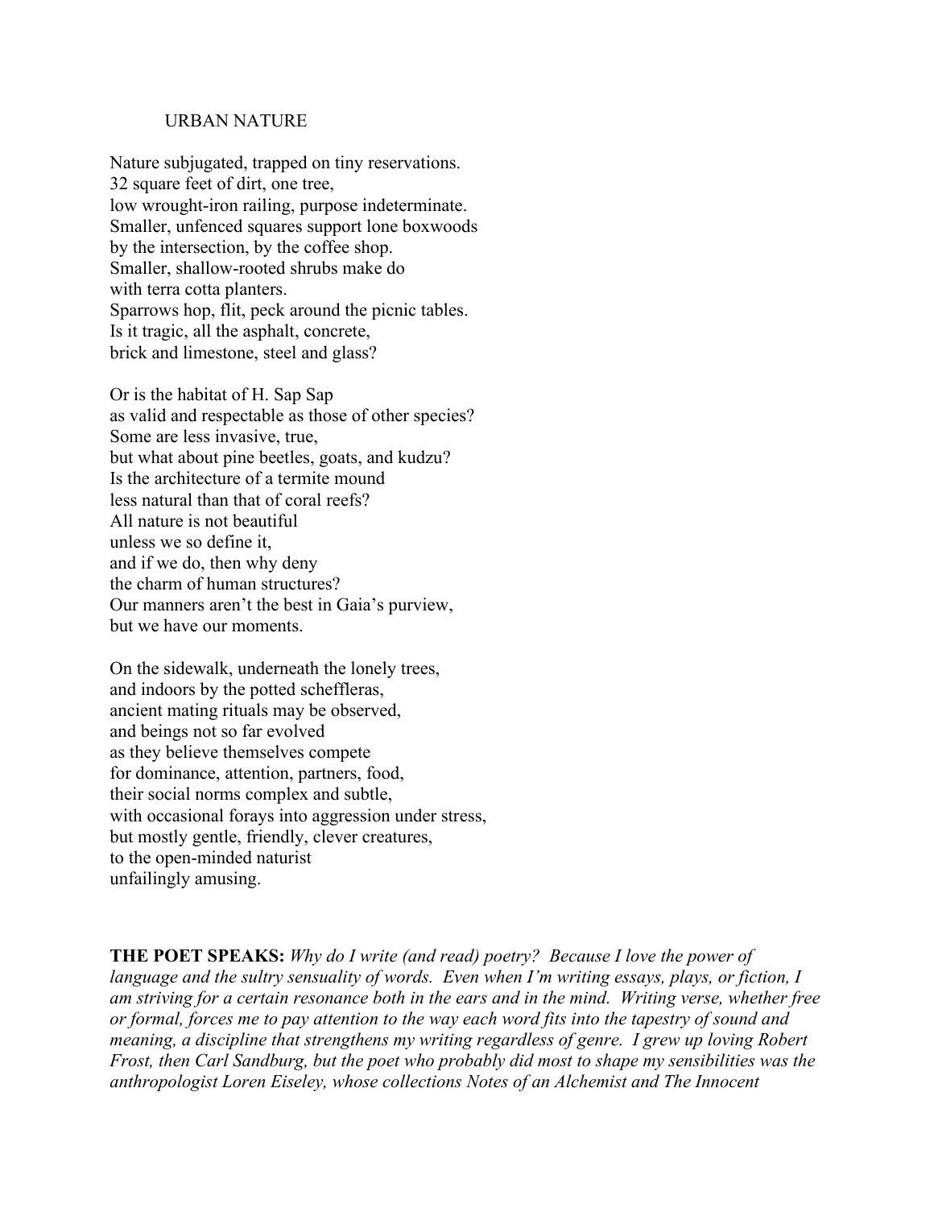# URBAN NATURE

Nature subjugated, trapped on tiny reservations.  
32 square feet of dirt, one tree,  
low wrought-iron railing, purpose indeterminate.  
Smaller, unfenced squares support lone boxwoods  
by the intersection, by the coffee shop.  
Smaller, shallow-rooted shrubs make do  
with terra cotta planters.  
Sparrows hop, flit, peck around the picnic tables.  
Is it tragic, all the asphalt, concrete,  
brick and limestone, steel and glass?

Or is the habitat of H. Sap Sap  
as valid and respectable as those of other species?  
Some are less invasive, true,  
but what about pine beetles, goats, and kudzu?  
Is the architecture of a termite mound  
less natural than that of coral reefs?  
All nature is not beautiful  
unless we so define it,  
and if we do, then why deny  
the charm of human structures?  
Our manners aren't the best in Gaia's purview,  
but we have our moments.

On the sidewalk, underneath the lonely trees,  
and indoors by the potted scheffleras,  
ancient mating rituals may be observed,  
and beings not so far evolved  
as they believe themselves compete  
for dominance, attention, partners, food,  
their social norms complex and subtle,  
with occasional forays into aggression under stress,  
but mostly gentle, friendly, clever creatures,  
to the open-minded naturist  
unfailingly amusing.

**THE POET SPEAKS:** *Why do I write (and read) poetry? Because I love the power of language and the sultry sensuality of words. Even when I'm writing essays, plays, or fiction, I am striving for a certain resonance both in the ears and in the mind. Writing verse, whether free or formal, forces me to pay attention to the way each word fits into the tapestry of sound and meaning, a discipline that strengthens my writing regardless of genre. I grew up loving Robert Frost, then Carl Sandburg, but the poet who probably did most to shape my sensibilities was the anthropologist Loren Eiseley, whose collections Notes of an Alchemist and The Innocent*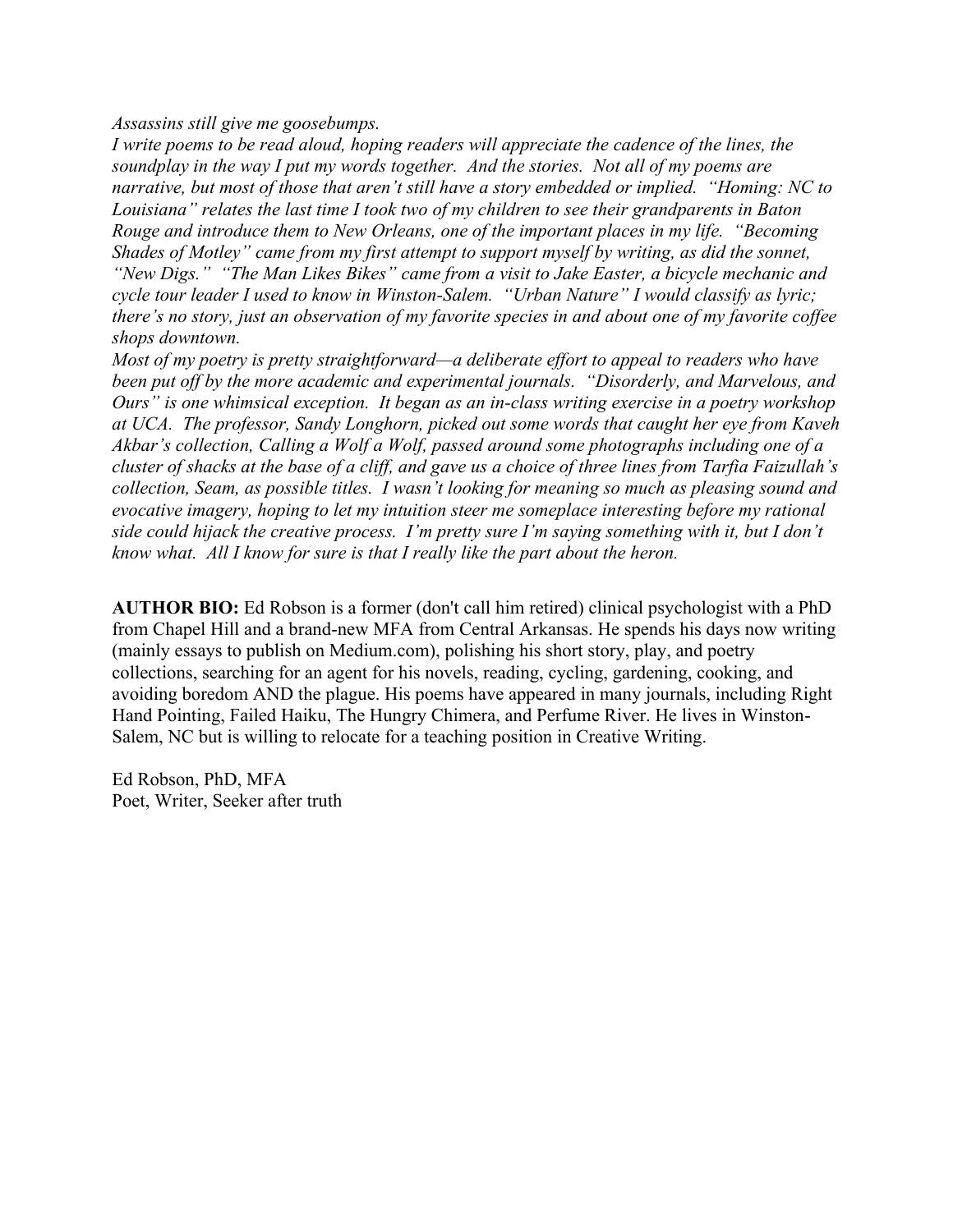*Assassins still give me goosebumps.*

*I write poems to be read aloud, hoping readers will appreciate the cadence of the lines, the soundplay in the way I put my words together. And the stories. Not all of my poems are narrative, but most of those that aren't still have a story embedded or implied. "Homing: NC to Louisiana" relates the last time I took two of my children to see their grandparents in Baton Rouge and introduce them to New Orleans, one of the important places in my life. "Becoming Shades of Motley" came from my first attempt to support myself by writing, as did the sonnet, "New Digs." "The Man Likes Bikes" came from a visit to Jake Easter, a bicycle mechanic and cycle tour leader I used to know in Winston-Salem. "Urban Nature" I would classify as lyric; there's no story, just an observation of my favorite species in and about one of my favorite coffee shops downtown.*

*Most of my poetry is pretty straightforward—a deliberate effort to appeal to readers who have been put off by the more academic and experimental journals. "Disorderly, and Marvelous, and Ours" is one whimsical exception. It began as an in-class writing exercise in a poetry workshop at UCA. The professor, Sandy Longhorn, picked out some words that caught her eye from Kaveh Akbar's collection, Calling a Wolf a Wolf, passed around some photographs including one of a cluster of shacks at the base of a cliff, and gave us a choice of three lines from Tarfia Faizullah's collection, Seam, as possible titles. I wasn't looking for meaning so much as pleasing sound and evocative imagery, hoping to let my intuition steer me someplace interesting before my rational side could hijack the creative process. I'm pretty sure I'm saying something with it, but I don't know what. All I know for sure is that I really like the part about the heron.*

**AUTHOR BIO:** Ed Robson is a former (don't call him retired) clinical psychologist with a PhD from Chapel Hill and a brand-new MFA from Central Arkansas. He spends his days now writing (mainly essays to publish on Medium.com), polishing his short story, play, and poetry collections, searching for an agent for his novels, reading, cycling, gardening, cooking, and avoiding boredom AND the plague. His poems have appeared in many journals, including Right Hand Pointing, Failed Haiku, The Hungry Chimera, and Perfume River. He lives in Winston-Salem, NC but is willing to relocate for a teaching position in Creative Writing.

Ed Robson, PhD, MFA
Poet, Writer, Seeker after truth